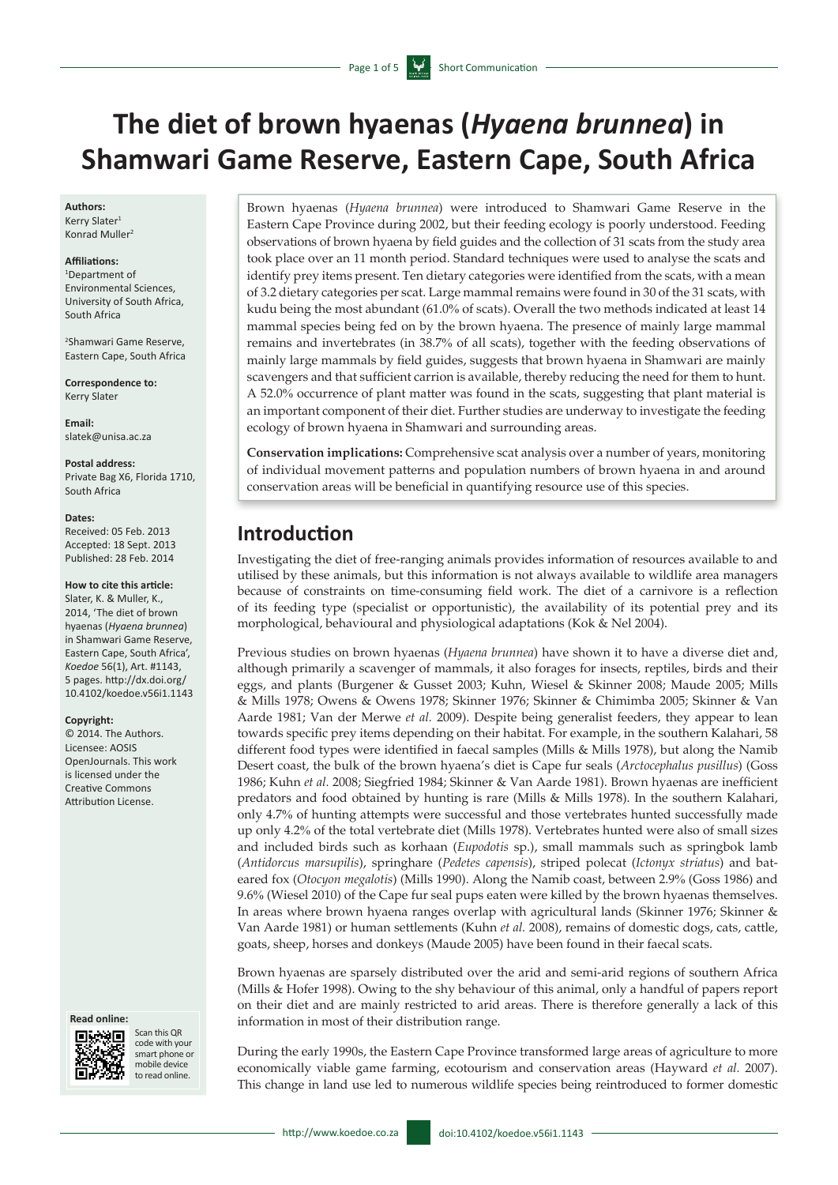# The diet of brown hyaenas (*Hyaena brunnea*) in Shamwari Game Reserve, Eastern Cape, South Africa

**Authors:**
Kerry Slater[1]
Konrad Muller[2]

**Affiliations:**
[1]Department of Environmental Sciences, University of South Africa, South Africa

[2]Shamwari Game Reserve, Eastern Cape, South Africa

**Correspondence to:**
Kerry Slater

**Email:**
slatek@unisa.ac.za

**Postal address:**
Private Bag X6, Florida 1710, South Africa

**Dates:**
Received: 05 Feb. 2013
Accepted: 18 Sept. 2013
Published: 28 Feb. 2014

**How to cite this article:**
Slater, K. & Muller, K., 2014, 'The diet of brown hyaenas (*Hyaena brunnea*) in Shamwari Game Reserve, Eastern Cape, South Africa', *Koedoe* 56(1), Art. #1143, 5 pages. http://dx.doi.org/10.4102/koedoe.v56i1.1143

**Copyright:**
© 2014. The Authors. Licensee: AOSIS OpenJournals. This work is licensed under the Creative Commons Attribution License.

**Read online:**
Scan this QR code with your smart phone or mobile device to read online.

Brown hyaenas (*Hyaena brunnea*) were introduced to Shamwari Game Reserve in the Eastern Cape Province during 2002, but their feeding ecology is poorly understood. Feeding observations of brown hyaena by field guides and the collection of 31 scats from the study area took place over an 11 month period. Standard techniques were used to analyse the scats and identify prey items present. Ten dietary categories were identified from the scats, with a mean of 3.2 dietary categories per scat. Large mammal remains were found in 30 of the 31 scats, with kudu being the most abundant (61.0% of scats). Overall the two methods indicated at least 14 mammal species being fed on by the brown hyaena. The presence of mainly large mammal remains and invertebrates (in 38.7% of all scats), together with the feeding observations of mainly large mammals by field guides, suggests that brown hyaena in Shamwari are mainly scavengers and that sufficient carrion is available, thereby reducing the need for them to hunt. A 52.0% occurrence of plant matter was found in the scats, suggesting that plant material is an important component of their diet. Further studies are underway to investigate the feeding ecology of brown hyaena in Shamwari and surrounding areas.

**Conservation implications:** Comprehensive scat analysis over a number of years, monitoring of individual movement patterns and population numbers of brown hyaena in and around conservation areas will be beneficial in quantifying resource use of this species.

## Introduction

Investigating the diet of free-ranging animals provides information of resources available to and utilised by these animals, but this information is not always available to wildlife area managers because of constraints on time-consuming field work. The diet of a carnivore is a reflection of its feeding type (specialist or opportunistic), the availability of its potential prey and its morphological, behavioural and physiological adaptations (Kok & Nel 2004).

Previous studies on brown hyaenas (*Hyaena brunnea*) have shown it to have a diverse diet and, although primarily a scavenger of mammals, it also forages for insects, reptiles, birds and their eggs, and plants (Burgener & Gusset 2003; Kuhn, Wiesel & Skinner 2008; Maude 2005; Mills & Mills 1978; Owens & Owens 1978; Skinner 1976; Skinner & Chimimba 2005; Skinner & Van Aarde 1981; Van der Merwe *et al.* 2009). Despite being generalist feeders, they appear to lean towards specific prey items depending on their habitat. For example, in the southern Kalahari, 58 different food types were identified in faecal samples (Mills & Mills 1978), but along the Namib Desert coast, the bulk of the brown hyaena's diet is Cape fur seals (*Arctocephalus pusillus*) (Goss 1986; Kuhn *et al.* 2008; Siegfried 1984; Skinner & Van Aarde 1981). Brown hyaenas are inefficient predators and food obtained by hunting is rare (Mills & Mills 1978). In the southern Kalahari, only 4.7% of hunting attempts were successful and those vertebrates hunted successfully made up only 4.2% of the total vertebrate diet (Mills 1978). Vertebrates hunted were also of small sizes and included birds such as korhaan (*Eupodotis* sp.), small mammals such as springbok lamb (*Antidorcus marsupilis*), springhare (*Pedetes capensis*), striped polecat (*Ictonyx striatus*) and bat-eared fox (*Otocyon megalotis*) (Mills 1990). Along the Namib coast, between 2.9% (Goss 1986) and 9.6% (Wiesel 2010) of the Cape fur seal pups eaten were killed by the brown hyaenas themselves. In areas where brown hyaena ranges overlap with agricultural lands (Skinner 1976; Skinner & Van Aarde 1981) or human settlements (Kuhn *et al.* 2008), remains of domestic dogs, cats, cattle, goats, sheep, horses and donkeys (Maude 2005) have been found in their faecal scats.

Brown hyaenas are sparsely distributed over the arid and semi-arid regions of southern Africa (Mills & Hofer 1998). Owing to the shy behaviour of this animal, only a handful of papers report on their diet and are mainly restricted to arid areas. There is therefore generally a lack of this information in most of their distribution range.

During the early 1990s, the Eastern Cape Province transformed large areas of agriculture to more economically viable game farming, ecotourism and conservation areas (Hayward *et al.* 2007). This change in land use led to numerous wildlife species being reintroduced to former domestic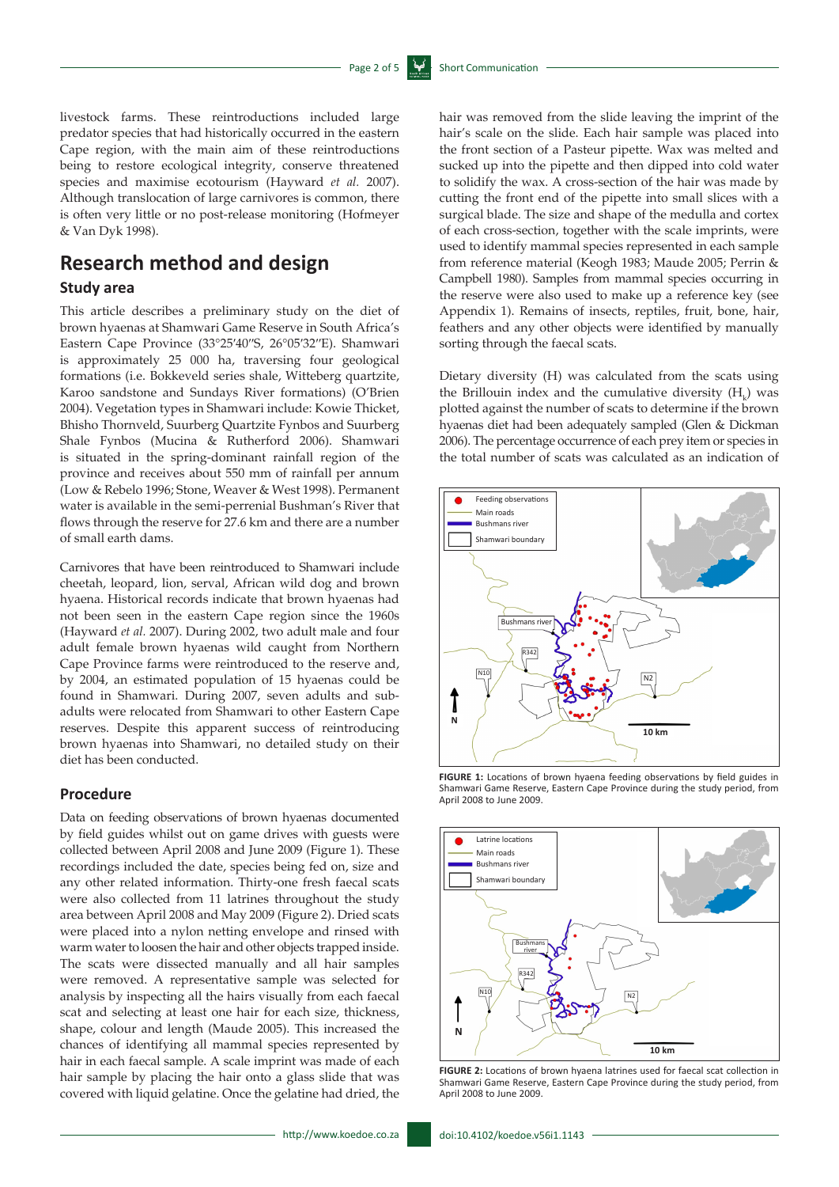livestock farms. These reintroductions included large predator species that had historically occurred in the eastern Cape region, with the main aim of these reintroductions being to restore ecological integrity, conserve threatened species and maximise ecotourism (Hayward *et al.* 2007). Although translocation of large carnivores is common, there is often very little or no post-release monitoring (Hofmeyer & Van Dyk 1998).

## Research method and design

### Study area

This article describes a preliminary study on the diet of brown hyaenas at Shamwari Game Reserve in South Africa's Eastern Cape Province (33°25′40″S, 26°05′32″E). Shamwari is approximately 25 000 ha, traversing four geological formations (i.e. Bokkeveld series shale, Witteberg quartzite, Karoo sandstone and Sundays River formations) (O'Brien 2004). Vegetation types in Shamwari include: Kowie Thicket, Bhisho Thornveld, Suurberg Quartzite Fynbos and Suurberg Shale Fynbos (Mucina & Rutherford 2006). Shamwari is situated in the spring-dominant rainfall region of the province and receives about 550 mm of rainfall per annum (Low & Rebelo 1996; Stone, Weaver & West 1998). Permanent water is available in the semi-perennial Bushman's River that flows through the reserve for 27.6 km and there are a number of small earth dams.

Carnivores that have been reintroduced to Shamwari include cheetah, leopard, lion, serval, African wild dog and brown hyaena. Historical records indicate that brown hyaenas had not been seen in the eastern Cape region since the 1960s (Hayward *et al.* 2007). During 2002, two adult male and four adult female brown hyaenas wild caught from Northern Cape Province farms were reintroduced to the reserve and, by 2004, an estimated population of 15 hyaenas could be found in Shamwari. During 2007, seven adults and sub-adults were relocated from Shamwari to other Eastern Cape reserves. Despite this apparent success of reintroducing brown hyaenas into Shamwari, no detailed study on their diet has been conducted.

### Procedure

Data on feeding observations of brown hyaenas documented by field guides whilst out on game drives with guests were collected between April 2008 and June 2009 (Figure 1). These recordings included the date, species being fed on, size and any other related information. Thirty-one fresh faecal scats were also collected from 11 latrines throughout the study area between April 2008 and May 2009 (Figure 2). Dried scats were placed into a nylon netting envelope and rinsed with warm water to loosen the hair and other objects trapped inside. The scats were dissected manually and all hair samples were removed. A representative sample was selected for analysis by inspecting all the hairs visually from each faecal scat and selecting at least one hair for each size, thickness, shape, colour and length (Maude 2005). This increased the chances of identifying all mammal species represented by hair in each faecal sample. A scale imprint was made of each hair sample by placing the hair onto a glass slide that was covered with liquid gelatine. Once the gelatine had dried, the hair was removed from the slide leaving the imprint of the hair's scale on the slide. Each hair sample was placed into the front section of a Pasteur pipette. Wax was melted and sucked up into the pipette and then dipped into cold water to solidify the wax. A cross-section of the hair was made by cutting the front end of the pipette into small slices with a surgical blade. The size and shape of the medulla and cortex of each cross-section, together with the scale imprints, were used to identify mammal species represented in each sample from reference material (Keogh 1983; Maude 2005; Perrin & Campbell 1980). Samples from mammal species occurring in the reserve were also used to make up a reference key (see Appendix 1). Remains of insects, reptiles, fruit, bone, hair, feathers and any other objects were identified by manually sorting through the faecal scats.

Dietary diversity (H) was calculated from the scats using the Brillouin index and the cumulative diversity ($H_k$) was plotted against the number of scats to determine if the brown hyaenas diet had been adequately sampled (Glen & Dickman 2006). The percentage occurrence of each prey item or species in the total number of scats was calculated as an indication of

**FIGURE 1:** Locations of brown hyaena feeding observations by field guides in Shamwari Game Reserve, Eastern Cape Province during the study period, from April 2008 to June 2009.

**FIGURE 2:** Locations of brown hyaena latrines used for faecal scat collection in Shamwari Game Reserve, Eastern Cape Province during the study period, from April 2008 to June 2009.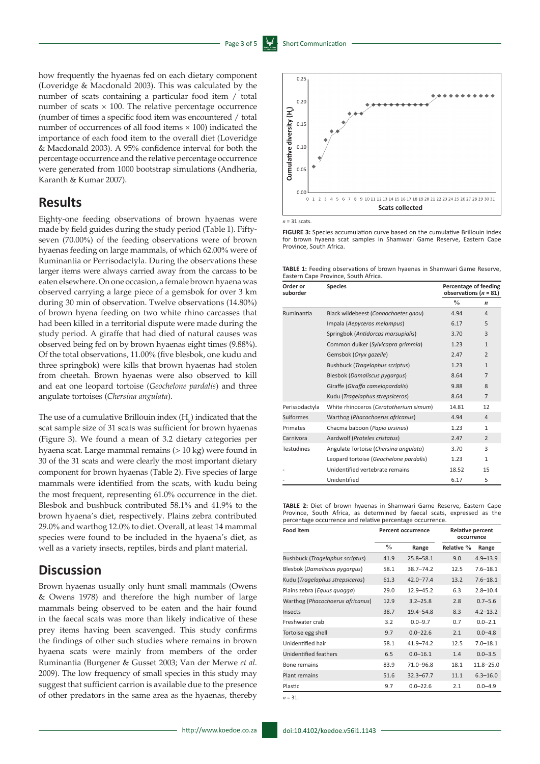how frequently the hyaenas fed on each dietary component (Loveridge & Macdonald 2003). This was calculated by the number of scats containing a particular food item / total number of scats × 100. The relative percentage occurrence (number of times a specific food item was encountered / total number of occurrences of all food items × 100) indicated the importance of each food item to the overall diet (Loveridge & Macdonald 2003). A 95% confidence interval for both the percentage occurrence and the relative percentage occurrence were generated from 1000 bootstrap simulations (Andheria, Karanth & Kumar 2007).

## Results

Eighty-one feeding observations of brown hyaenas were made by field guides during the study period (Table 1). Fifty-seven (70.00%) of the feeding observations were of brown hyaenas feeding on large mammals, of which 62.00% were of Ruminantia or Perrisodactyla. During the observations these larger items were always carried away from the carcass to be eaten elsewhere. On one occasion, a female brown hyaena was observed carrying a large piece of a gemsbok for over 3 km during 30 min of observation. Twelve observations (14.80%) of brown hyena feeding on two white rhino carcasses that had been killed in a territorial dispute were made during the study period. A giraffe that had died of natural causes was observed being fed on by brown hyaenas eight times (9.88%). Of the total observations, 11.00% (five blesbok, one kudu and three springbok) were kills that brown hyaenas had stolen from cheetah. Brown hyaenas were also observed to kill and eat one leopard tortoise (*Geochelone pardalis*) and three angulate tortoises (*Chersina angulata*).

The use of a cumulative Brillouin index ($H_k$) indicated that the scat sample size of 31 scats was sufficient for brown hyaenas (Figure 3). We found a mean of 3.2 dietary categories per hyaena scat. Large mammal remains (> 10 kg) were found in 30 of the 31 scats and were clearly the most important dietary component for brown hyaenas (Table 2). Five species of large mammals were identified from the scats, with kudu being the most frequent, representing 61.0% occurrence in the diet. Blesbok and bushbuck contributed 58.1% and 41.9% to the brown hyaena's diet, respectively. Plains zebra contributed 29.0% and warthog 12.0% to diet. Overall, at least 14 mammal species were found to be included in the hyaena's diet, as well as a variety insects, reptiles, birds and plant material.

## Discussion

Brown hyaenas usually only hunt small mammals (Owens & Owens 1978) and therefore the high number of large mammals being observed to be eaten and the hair found in the faecal scats was more than likely indicative of these prey items having been scavenged. This study confirms the findings of other such studies where remains in brown hyaena scats were mainly from members of the order Ruminantia (Burgener & Gusset 2003; Van der Merwe *et al.* 2009). The low frequency of small species in this study may suggest that sufficient carrion is available due to the presence of other predators in the same area as the hyaenas, thereby

$n$ = 31 scats.

**FIGURE 3:** Species accumulation curve based on the cumulative Brillouin index for brown hyaena scat samples in Shamwari Game Reserve, Eastern Cape Province, South Africa.

**TABLE 1:** Feeding observations of brown hyaenas in Shamwari Game Reserve, Eastern Cape Province, South Africa.

| Order or suborder | Species | Percentage of feeding observations ($n$ = 81) | |
|---|---|---|---|
| | | % | $n$ |
| Ruminantia | Black wildebeest (*Connochaetes gnou*) | 4.94 | 4 |
| | Impala (*Aepyceros melampus*) | 6.17 | 5 |
| | Springbok (*Antidorcas marsupialis*) | 3.70 | 3 |
| | Common duiker (*Sylvicapra grimmia*) | 1.23 | 1 |
| | Gemsbok (*Oryx gazelle*) | 2.47 | 2 |
| | Bushbuck (*Tragelaphus scriptus*) | 1.23 | 1 |
| | Blesbok (*Damaliscus pygargus*) | 8.64 | 7 |
| | Giraffe (*Giraffa camelopardalis*) | 9.88 | 8 |
| | Kudu (*Tragelaphus strepsiceros*) | 8.64 | 7 |
| Perissodactyla | White rhinoceros (*Ceratotherium simum*) | 14.81 | 12 |
| Suiformes | Warthog (*Phacochoerus africanus*) | 4.94 | 4 |
| Primates | Chacma baboon (*Papio ursinus*) | 1.23 | 1 |
| Carnivora | Aardwolf (*Proteles cristatus*) | 2.47 | 2 |
| Testudines | Angulate Tortoise (*Chersina angulata*) | 3.70 | 3 |
| | Leopard tortoise (*Geochelone pardalis*) | 1.23 | 1 |
| - | Unidentified vertebrate remains | 18.52 | 15 |
| - | Unidentified | 6.17 | 5 |

**TABLE 2:** Diet of brown hyaenas in Shamwari Game Reserve, Eastern Cape Province, South Africa, as determined by faecal scats, expressed as the percentage occurrence and relative percentage occurrence.

| Food item | Percent occurrence | | Relative percent occurrence | |
|---|---|---|---|---|
| | % | Range | Relative % | Range |
| Bushbuck (*Tragelaphus scriptus*) | 41.9 | 25.8–58.1 | 9.0 | 4.9–13.9 |
| Blesbok (*Damaliscus pygargus*) | 58.1 | 38.7–74.2 | 12.5 | 7.6–18.1 |
| Kudu (*Tragelaphus strepsiceros*) | 61.3 | 42.0–77.4 | 13.2 | 7.6–18.1 |
| Plains zebra (*Equus quagga*) | 29.0 | 12.9–45.2 | 6.3 | 2.8–10.4 |
| Warthog (*Phacochoerus africanus*) | 12.9 | 3.2–25.8 | 2.8 | 0.7–5.6 |
| Insects | 38.7 | 19.4–54.8 | 8.3 | 4.2–13.2 |
| Freshwater crab | 3.2 | 0.0–9.7 | 0.7 | 0.0–2.1 |
| Tortoise egg shell | 9.7 | 0.0–22.6 | 2.1 | 0.0–4.8 |
| Unidentified hair | 58.1 | 41.9–74.2 | 12.5 | 7.0–18.1 |
| Unidentified feathers | 6.5 | 0.0–16.1 | 1.4 | 0.0–3.5 |
| Bone remains | 83.9 | 71.0–96.8 | 18.1 | 11.8–25.0 |
| Plant remains | 51.6 | 32.3–67.7 | 11.1 | 6.3–16.0 |
| Plastic | 9.7 | 0.0–22.6 | 2.1 | 0.0–4.9 |

$n$ = 31.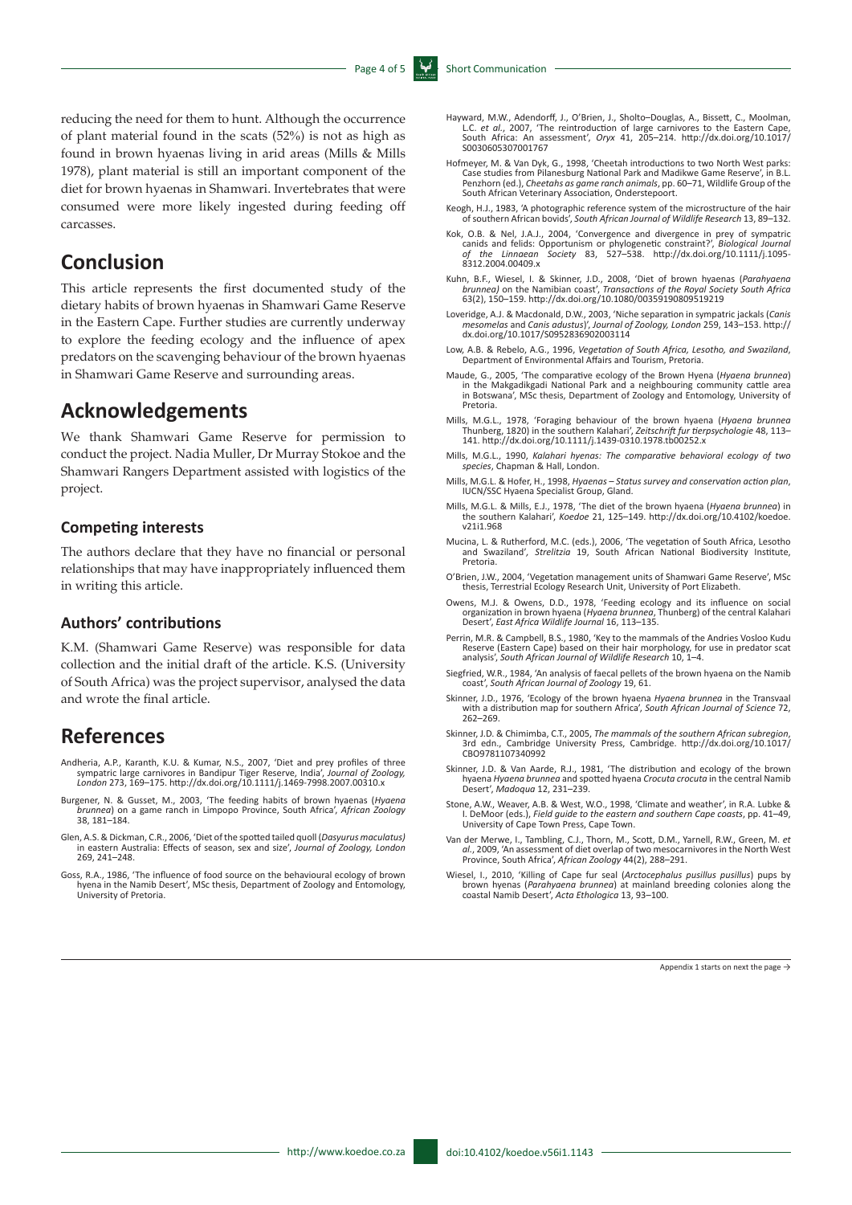reducing the need for them to hunt. Although the occurrence of plant material found in the scats (52%) is not as high as found in brown hyaenas living in arid areas (Mills & Mills 1978), plant material is still an important component of the diet for brown hyaenas in Shamwari. Invertebrates that were consumed were more likely ingested during feeding off carcasses.

# Conclusion

This article represents the first documented study of the dietary habits of brown hyaenas in Shamwari Game Reserve in the Eastern Cape. Further studies are currently underway to explore the feeding ecology and the influence of apex predators on the scavenging behaviour of the brown hyaenas in Shamwari Game Reserve and surrounding areas.

# Acknowledgements

We thank Shamwari Game Reserve for permission to conduct the project. Nadia Muller, Dr Murray Stokoe and the Shamwari Rangers Department assisted with logistics of the project.

### Competing interests

The authors declare that they have no financial or personal relationships that may have inappropriately influenced them in writing this article.

### Authors' contributions

K.M. (Shamwari Game Reserve) was responsible for data collection and the initial draft of the article. K.S. (University of South Africa) was the project supervisor, analysed the data and wrote the final article.

# References

Andheria, A.P., Karanth, K.U. & Kumar, N.S., 2007, 'Diet and prey profiles of three sympatric large carnivores in Bandipur Tiger Reserve, India', *Journal of Zoology, London* 273, 169–175. http://dx.doi.org/10.1111/j.1469-7998.2007.00310.x

Burgener, N. & Gusset, M., 2003, 'The feeding habits of brown hyaenas (*Hyaena brunnea*) on a game ranch in Limpopo Province, South Africa', *African Zoology* 38, 181–184.

Glen, A.S. & Dickman, C.R., 2006, 'Diet of the spotted tailed quoll (*Dasyurus maculatus)* in eastern Australia: Effects of season, sex and size', *Journal of Zoology, London* 269, 241–248.

Goss, R.A., 1986, 'The influence of food source on the behavioural ecology of brown hyena in the Namib Desert', MSc thesis, Department of Zoology and Entomology, University of Pretoria.

Hayward, M.W., Adendorff, J., O'Brien, J., Sholto–Douglas, A., Bissett, C., Moolman, L.C. *et al.*, 2007, 'The reintroduction of large carnivores to the Eastern Cape, South Africa: An assessment', *Oryx* 41, 205–214. http://dx.doi.org/10.1017/S0030605307001767

Hofmeyer, M. & Van Dyk, G., 1998, 'Cheetah introductions to two North West parks: Case studies from Pilanesburg National Park and Madikwe Game Reserve', in B.L. Penzhorn (ed.), *Cheetahs as game ranch animals*, pp. 60–71, Wildlife Group of the South African Veterinary Association, Onderstepoort.

Keogh, H.J., 1983, 'A photographic reference system of the microstructure of the hair of southern African bovids', *South African Journal of Wildlife Research* 13, 89–132.

Kok, O.B. & Nel, J.A.J., 2004, 'Convergence and divergence in prey of sympatric canids and felids: Opportunism or phylogenetic constraint?', *Biological Journal of the Linnaean Society* 83, 527–538. http://dx.doi.org/10.1111/j.1095-8312.2004.00409.x

Kuhn, B.F., Wiesel, I. & Skinner, J.D., 2008, 'Diet of brown hyaenas (*Parahyaena brunnea)* on the Namibian coast', *Transactions of the Royal Society South Africa* 63(2), 150–159. http://dx.doi.org/10.1080/00359190809519219

Loveridge, A.J. & Macdonald, D.W., 2003, 'Niche separation in sympatric jackals (*Canis mesomelas* and *Canis adustus*)', *Journal of Zoology, London* 259, 143–153. http://dx.doi.org/10.1017/S0952836902003114

Low, A.B. & Rebelo, A.G., 1996, *Vegetation of South Africa, Lesotho, and Swaziland*, Department of Environmental Affairs and Tourism, Pretoria.

Maude, G., 2005, 'The comparative ecology of the Brown Hyena (*Hyaena brunnea*) in the Makgadikgadi National Park and a neighbouring community cattle area in Botswana', MSc thesis, Department of Zoology and Entomology, University of Pretoria.

Mills, M.G.L., 1978, 'Foraging behaviour of the brown hyaena (*Hyaena brunnea* Thunberg, 1820) in the southern Kalahari', *Zeitschrift fur tierpsychologie* 48, 113–141. http://dx.doi.org/10.1111/j.1439-0310.1978.tb00252.x

Mills, M.G.L., 1990, *Kalahari hyenas: The comparative behavioral ecology of two species*, Chapman & Hall, London.

Mills, M.G.L. & Hofer, H., 1998, *Hyaenas – Status survey and conservation action plan*, IUCN/SSC Hyaena Specialist Group, Gland.

Mills, M.G.L. & Mills, E.J., 1978, 'The diet of the brown hyaena (*Hyaena brunnea*) in the southern Kalahari', *Koedoe* 21, 125–149. http://dx.doi.org/10.4102/koedoe.v21i1.968

Mucina, L. & Rutherford, M.C. (eds.), 2006, 'The vegetation of South Africa, Lesotho and Swaziland', *Strelitzia* 19, South African National Biodiversity Institute, Pretoria.

O'Brien, J.W., 2004, 'Vegetation management units of Shamwari Game Reserve', MSc thesis, Terrestrial Ecology Research Unit, University of Port Elizabeth.

Owens, M.J. & Owens, D.D., 1978, 'Feeding ecology and its influence on social organization in brown hyaena (*Hyaena brunnea*, Thunberg) of the central Kalahari Desert', *East Africa Wildlife Journal* 16, 113–135.

Perrin, M.R. & Campbell, B.S., 1980, 'Key to the mammals of the Andries Vosloo Kudu Reserve (Eastern Cape) based on their hair morphology, for use in predator scat analysis', *South African Journal of Wildlife Research* 10, 1–4.

Siegfried, W.R., 1984, 'An analysis of faecal pellets of the brown hyaena on the Namib coast', *South African Journal of Zoology* 19, 61.

Skinner, J.D., 1976, 'Ecology of the brown hyaena *Hyaena brunnea* in the Transvaal with a distribution map for southern Africa', *South African Journal of Science* 72, 262–269.

Skinner, J.D. & Chimimba, C.T., 2005, *The mammals of the southern African subregion*, 3rd edn., Cambridge University Press, Cambridge. http://dx.doi.org/10.1017/CBO9781107340992

Skinner, J.D. & Van Aarde, R.J., 1981, 'The distribution and ecology of the brown hyaena *Hyaena brunnea* and spotted hyaena *Crocuta crocuta* in the central Namib Desert', *Madoqua* 12, 231–239.

Stone, A.W., Weaver, A.B. & West, W.O., 1998, 'Climate and weather', in R.A. Lubke & I. DeMoor (eds.), *Field guide to the eastern and southern Cape coasts*, pp. 41–49, University of Cape Town Press, Cape Town.

Van der Merwe, I., Tambling, C.J., Thorn, M., Scott, D.M., Yarnell, R.W., Green, M. *et al.*, 2009, 'An assessment of diet overlap of two mesocarnivores in the North West Province, South Africa', *African Zoology* 44(2), 288–291.

Wiesel, I., 2010, 'Killing of Cape fur seal (*Arctocephalus pusillus pusillus*) pups by brown hyenas (*Parahyaena brunnea*) at mainland breeding colonies along the coastal Namib Desert', *Acta Ethologica* 13, 93–100.

Appendix 1 starts on next the page →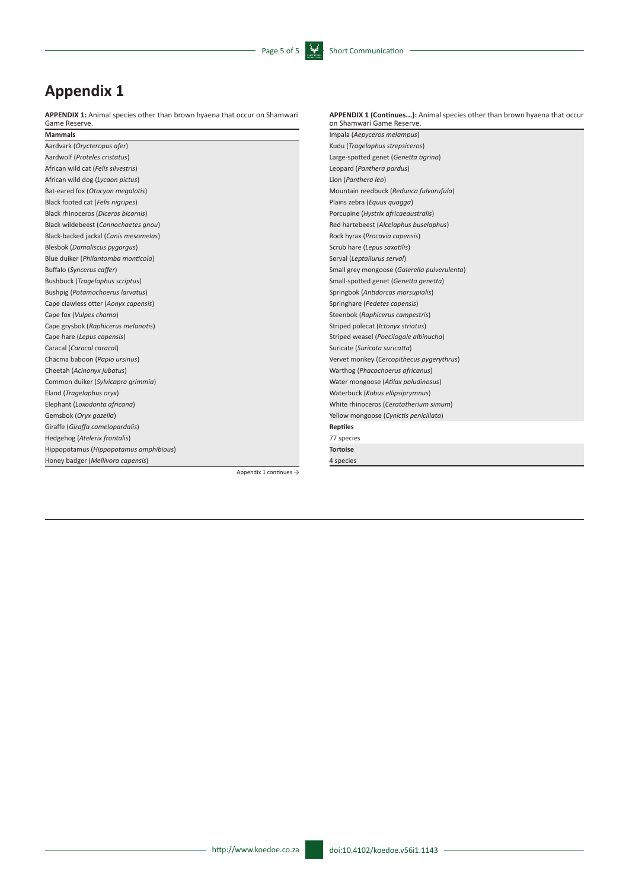# Appendix 1

**APPENDIX 1:** Animal species other than brown hyaena that occur on Shamwari Game Reserve.

| Mammals |
| --- |
| Aardvark (*Orycteropus afer*) |
| Aardwolf (*Proteles cristatus*) |
| African wild cat (*Felis silvestris*) |
| African wild dog (*Lycaon pictus*) |
| Bat-eared fox (*Otocyon megalotis*) |
| Black footed cat (*Felis nigripes*) |
| Black rhinoceros (*Diceros bicornis*) |
| Black wildebeest (*Connochaetes gnou*) |
| Black-backed jackal (*Canis mesomelas*) |
| Blesbok (*Damaliscus pygargus*) |
| Blue duiker (*Philantomba monticola*) |
| Buffalo (*Syncerus caffer*) |
| Bushbuck (*Tragelaphus scriptus*) |
| Bushpig (*Potamochoerus larvatus*) |
| Cape clawless otter (*Aonyx capensis*) |
| Cape fox (*Vulpes chama*) |
| Cape grysbok (*Raphicerus melanotis*) |
| Cape hare (*Lepus capensis*) |
| Caracal (*Caracal caracal*) |
| Chacma baboon (*Papio ursinus*) |
| Cheetah (*Acinonyx jubatus*) |
| Common duiker (*Sylvicapra grimmia*) |
| Eland (*Tragelaphus oryx*) |
| Elephant (*Loxodonta africana*) |
| Gemsbok (*Oryx gazella*) |
| Giraffe (*Giraffa camelopardalis*) |
| Hedgehog (*Atelerix frontalis*) |
| Hippopotamus (*Hippopotamus amphibious*) |
| Honey badger (*Mellivora capensis*) |
| Impala (*Aepyceros melampus*) |
| Kudu (*Tragelaphus strepsiceros*) |
| Large-spotted genet (*Genetta tigrina*) |
| Leopard (*Panthera pardus*) |
| Lion (*Panthera leo*) |
| Mountain reedbuck (*Redunca fulvorufula*) |
| Plains zebra (*Equus quagga*) |
| Porcupine (*Hystrix africaeaustralis*) |
| Red hartebeest (*Alcelaphus buselaphus*) |
| Rock hyrax (*Procavia capensis*) |
| Scrub hare (*Lepus saxatilis*) |
| Serval (*Leptailurus serval*) |
| Small grey mongoose (*Galerella pulverulenta*) |
| Small-spotted genet (*Genetta genetta*) |
| Springbok (*Antidorcas marsupialis*) |
| Springhare (*Pedetes capensis*) |
| Steenbok (*Raphicerus campestris*) |
| Striped polecat (*Ictonyx striatus*) |
| Striped weasel (*Poecilogale albinucha*) |
| Suricate (*Suricata suricatta*) |
| Vervet monkey (*Cercopithecus pygerythrus*) |
| Warthog (*Phacochoerus africanus*) |
| Water mongoose (*Atilax paludinosus*) |
| Waterbuck (*Kobus ellipsiprymnus*) |
| White rhinoceros (*Ceratotherium simum*) |
| Yellow mongoose (*Cynictis penicillata*) |
| **Reptiles** |
| 77 species |
| **Tortoise** |
| 4 species |